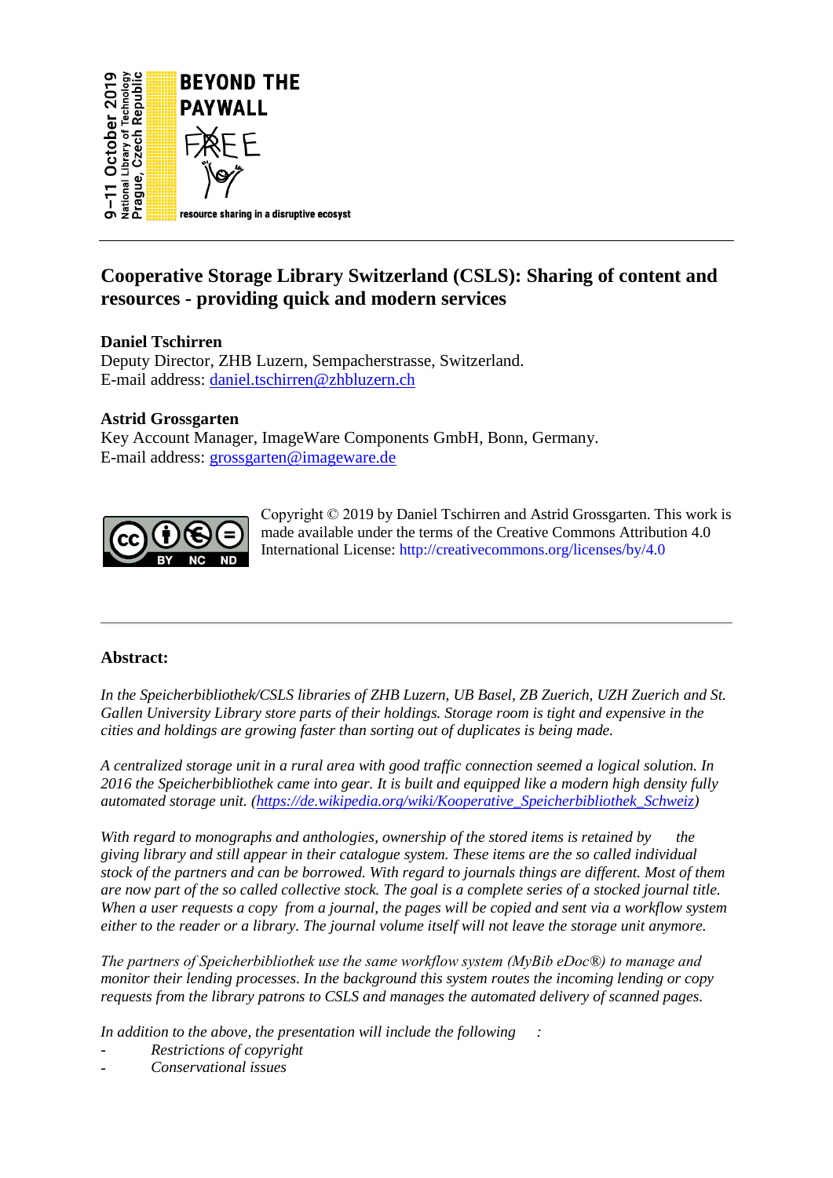9–11 October 2019
National Library of Technology
Prague, Czech Republic

**BEYOND THE PAYWALL**

FREE

resource sharing in a disruptive ecosyst

# Cooperative Storage Library Switzerland (CSLS): Sharing of content and resources - providing quick and modern services

**Daniel Tschirren**
Deputy Director, ZHB Luzern, Sempacherstrasse, Switzerland.
E-mail address: [daniel.tschirren@zhbluzern.ch](mailto:daniel.tschirren@zhbluzern.ch)

**Astrid Grossgarten**
Key Account Manager, ImageWare Components GmbH, Bonn, Germany.
E-mail address: [grossgarten@imageware.de](mailto:grossgarten@imageware.de)

Copyright © 2019 by Daniel Tschirren and Astrid Grossgarten. This work is made available under the terms of the Creative Commons Attribution 4.0 International License: http://creativecommons.org/licenses/by/4.0

---

**Abstract:**

*In the Speicherbibliothek/CSLS libraries of ZHB Luzern, UB Basel, ZB Zuerich, UZH Zuerich and St. Gallen University Library store parts of their holdings. Storage room is tight and expensive in the cities and holdings are growing faster than sorting out of duplicates is being made.*

*A centralized storage unit in a rural area with good traffic connection seemed a logical solution. In 2016 the Speicherbibliothek came into gear. It is built and equipped like a modern high density fully automated storage unit. ([https://de.wikipedia.org/wiki/Kooperative_Speicherbibliothek_Schweiz](https://de.wikipedia.org/wiki/Kooperative_Speicherbibliothek_Schweiz))*

*With regard to monographs and anthologies, ownership of the stored items is retained by the giving library and still appear in their catalogue system. These items are the so called individual stock of the partners and can be borrowed. With regard to journals things are different. Most of them are now part of the so called collective stock. The goal is a complete series of a stocked journal title. When a user requests a copy from a journal, the pages will be copied and sent via a workflow system either to the reader or a library. The journal volume itself will not leave the storage unit anymore.*

*The partners of Speicherbibliothek use the same workflow system (MyBib eDoc®) to manage and monitor their lending processes. In the background this system routes the incoming lending or copy requests from the library patrons to CSLS and manages the automated delivery of scanned pages.*

*In addition to the above, the presentation will include the following :*

- *Restrictions of copyright*
- *Conservational issues*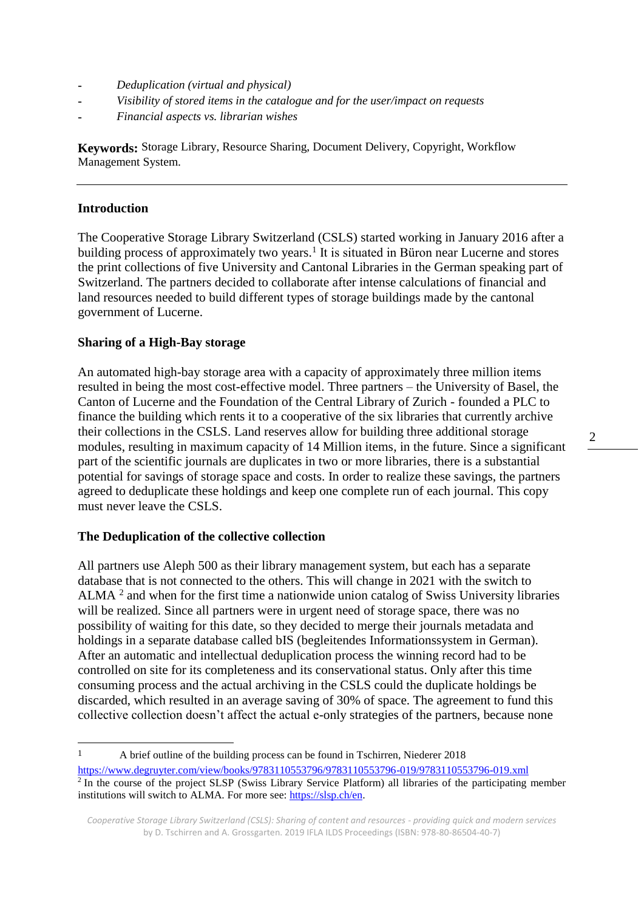- *Deduplication (virtual and physical)*
- *Visibility of stored items in the catalogue and for the user/impact on requests*
- *Financial aspects vs. librarian wishes*

**Keywords:** Storage Library, Resource Sharing, Document Delivery, Copyright, Workflow Management System.

---

## Introduction

The Cooperative Storage Library Switzerland (CSLS) started working in January 2016 after a building process of approximately two years.[1] It is situated in Büron near Lucerne and stores the print collections of five University and Cantonal Libraries in the German speaking part of Switzerland. The partners decided to collaborate after intense calculations of financial and land resources needed to build different types of storage buildings made by the cantonal government of Lucerne.

## Sharing of a High-Bay storage

An automated high-bay storage area with a capacity of approximately three million items resulted in being the most cost-effective model. Three partners – the University of Basel, the Canton of Lucerne and the Foundation of the Central Library of Zurich - founded a PLC to finance the building which rents it to a cooperative of the six libraries that currently archive their collections in the CSLS. Land reserves allow for building three additional storage modules, resulting in maximum capacity of 14 Million items, in the future. Since a significant part of the scientific journals are duplicates in two or more libraries, there is a substantial potential for savings of storage space and costs. In order to realize these savings, the partners agreed to deduplicate these holdings and keep one complete run of each journal. This copy must never leave the CSLS.

## The Deduplication of the collective collection

All partners use Aleph 500 as their library management system, but each has a separate database that is not connected to the others. This will change in 2021 with the switch to ALMA [2] and when for the first time a nationwide union catalog of Swiss University libraries will be realized. Since all partners were in urgent need of storage space, there was no possibility of waiting for this date, so they decided to merge their journals metadata and holdings in a separate database called bIS (begleitendes Informationssystem in German). After an automatic and intellectual deduplication process the winning record had to be controlled on site for its completeness and its conservational status. Only after this time consuming process and the actual archiving in the CSLS could the duplicate holdings be discarded, which resulted in an average saving of 30% of space. The agreement to fund this collective collection doesn't affect the actual e-only strategies of the partners, because none

---

[1] A brief outline of the building process can be found in Tschirren, Niederer 2018 https://www.degruyter.com/view/books/9783110553796/9783110553796-019/9783110553796-019.xml

[2] In the course of the project SLSP (Swiss Library Service Platform) all libraries of the participating member institutions will switch to ALMA. For more see: https://slsp.ch/en.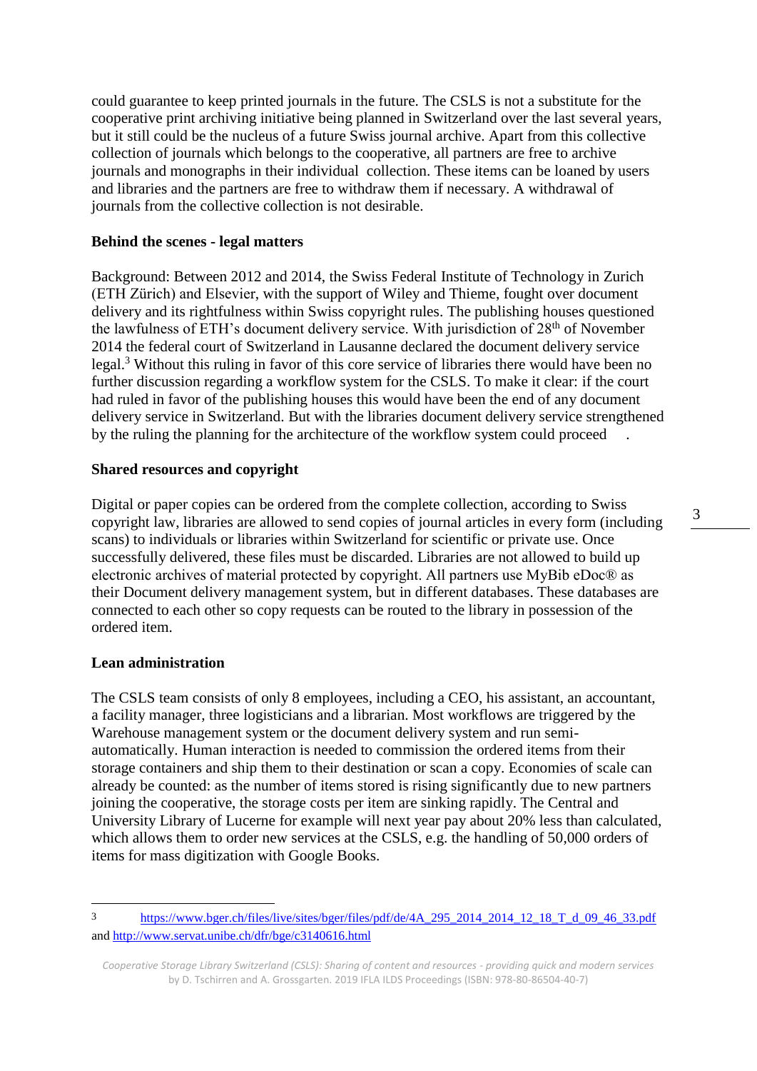could guarantee to keep printed journals in the future. The CSLS is not a substitute for the cooperative print archiving initiative being planned in Switzerland over the last several years, but it still could be the nucleus of a future Swiss journal archive. Apart from this collective collection of journals which belongs to the cooperative, all partners are free to archive journals and monographs in their individual collection. These items can be loaned by users and libraries and the partners are free to withdraw them if necessary. A withdrawal of journals from the collective collection is not desirable.

**Behind the scenes - legal matters**

Background: Between 2012 and 2014, the Swiss Federal Institute of Technology in Zurich (ETH Zürich) and Elsevier, with the support of Wiley and Thieme, fought over document delivery and its rightfulness within Swiss copyright rules. The publishing houses questioned the lawfulness of ETH's document delivery service. With jurisdiction of 28th of November 2014 the federal court of Switzerland in Lausanne declared the document delivery service legal.[3] Without this ruling in favor of this core service of libraries there would have been no further discussion regarding a workflow system for the CSLS. To make it clear: if the court had ruled in favor of the publishing houses this would have been the end of any document delivery service in Switzerland. But with the libraries document delivery service strengthened by the ruling the planning for the architecture of the workflow system could proceed .

**Shared resources and copyright**

Digital or paper copies can be ordered from the complete collection, according to Swiss copyright law, libraries are allowed to send copies of journal articles in every form (including scans) to individuals or libraries within Switzerland for scientific or private use. Once successfully delivered, these files must be discarded. Libraries are not allowed to build up electronic archives of material protected by copyright. All partners use MyBib eDoc® as their Document delivery management system, but in different databases. These databases are connected to each other so copy requests can be routed to the library in possession of the ordered item.

**Lean administration**

The CSLS team consists of only 8 employees, including a CEO, his assistant, an accountant, a facility manager, three logisticians and a librarian. Most workflows are triggered by the Warehouse management system or the document delivery system and run semi-automatically. Human interaction is needed to commission the ordered items from their storage containers and ship them to their destination or scan a copy. Economies of scale can already be counted: as the number of items stored is rising significantly due to new partners joining the cooperative, the storage costs per item are sinking rapidly. The Central and University Library of Lucerne for example will next year pay about 20% less than calculated, which allows them to order new services at the CSLS, e.g. the handling of 50,000 orders of items for mass digitization with Google Books.

---

[3] https://www.bger.ch/files/live/sites/bger/files/pdf/de/4A_295_2014_2014_12_18_T_d_09_46_33.pdf and http://www.servat.unibe.ch/dfr/bge/c3140616.html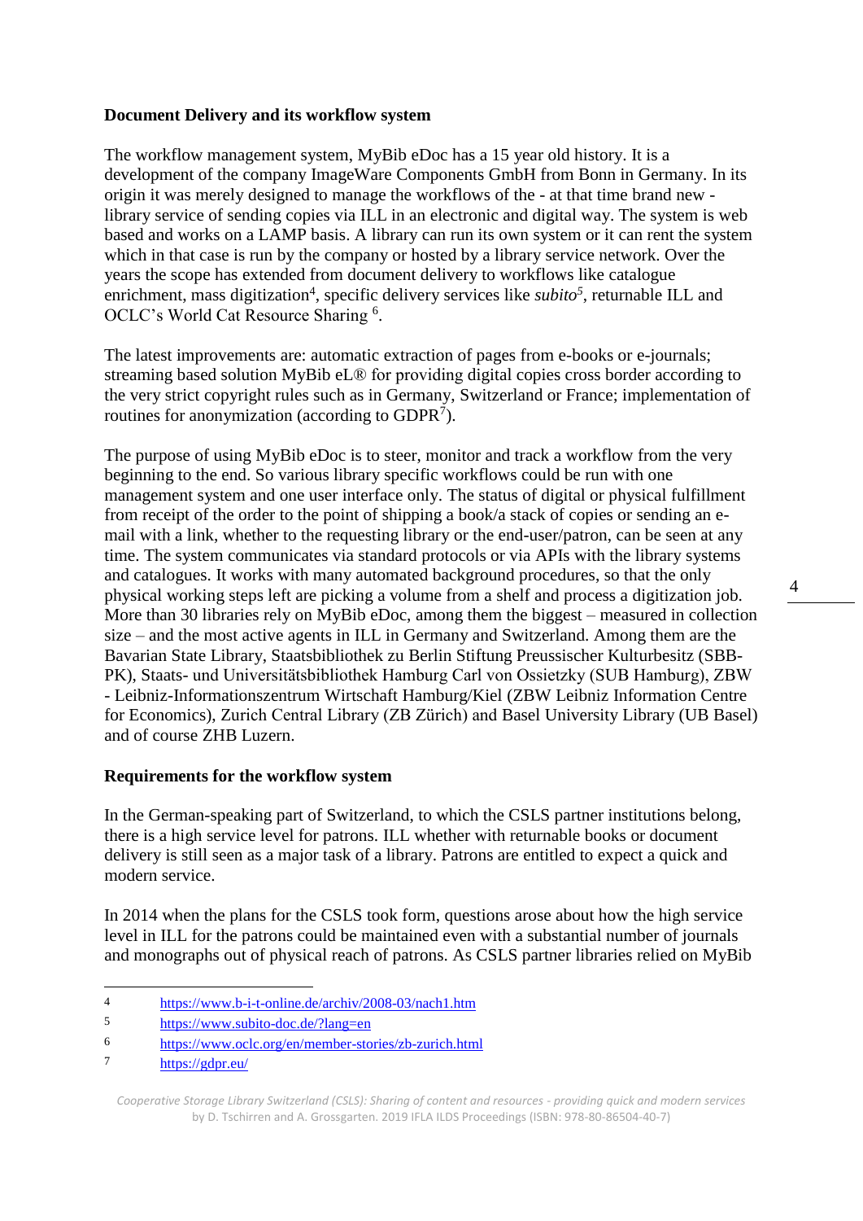**Document Delivery and its workflow system**

The workflow management system, MyBib eDoc has a 15 year old history. It is a development of the company ImageWare Components GmbH from Bonn in Germany. In its origin it was merely designed to manage the workflows of the - at that time brand new - library service of sending copies via ILL in an electronic and digital way. The system is web based and works on a LAMP basis. A library can run its own system or it can rent the system which in that case is run by the company or hosted by a library service network. Over the years the scope has extended from document delivery to workflows like catalogue enrichment, mass digitization[4], specific delivery services like *subito*[5], returnable ILL and OCLC's World Cat Resource Sharing [6].

The latest improvements are: automatic extraction of pages from e-books or e-journals; streaming based solution MyBib eL® for providing digital copies cross border according to the very strict copyright rules such as in Germany, Switzerland or France; implementation of routines for anonymization (according to GDPR[7]).

The purpose of using MyBib eDoc is to steer, monitor and track a workflow from the very beginning to the end. So various library specific workflows could be run with one management system and one user interface only. The status of digital or physical fulfillment from receipt of the order to the point of shipping a book/a stack of copies or sending an e-mail with a link, whether to the requesting library or the end-user/patron, can be seen at any time. The system communicates via standard protocols or via APIs with the library systems and catalogues. It works with many automated background procedures, so that the only physical working steps left are picking a volume from a shelf and process a digitization job. More than 30 libraries rely on MyBib eDoc, among them the biggest – measured in collection size – and the most active agents in ILL in Germany and Switzerland. Among them are the Bavarian State Library, Staatsbibliothek zu Berlin Stiftung Preussischer Kulturbesitz (SBB-PK), Staats- und Universitätsbibliothek Hamburg Carl von Ossietzky (SUB Hamburg), ZBW - Leibniz-Informationszentrum Wirtschaft Hamburg/Kiel (ZBW Leibniz Information Centre for Economics), Zurich Central Library (ZB Zürich) and Basel University Library (UB Basel) and of course ZHB Luzern.

**Requirements for the workflow system**

In the German-speaking part of Switzerland, to which the CSLS partner institutions belong, there is a high service level for patrons. ILL whether with returnable books or document delivery is still seen as a major task of a library. Patrons are entitled to expect a quick and modern service.

In 2014 when the plans for the CSLS took form, questions arose about how the high service level in ILL for the patrons could be maintained even with a substantial number of journals and monographs out of physical reach of patrons. As CSLS partner libraries relied on MyBib

---

4 https://www.b-i-t-online.de/archiv/2008-03/nach1.htm

5 https://www.subito-doc.de/?lang=en

6 https://www.oclc.org/en/member-stories/zb-zurich.html

7 https://gdpr.eu/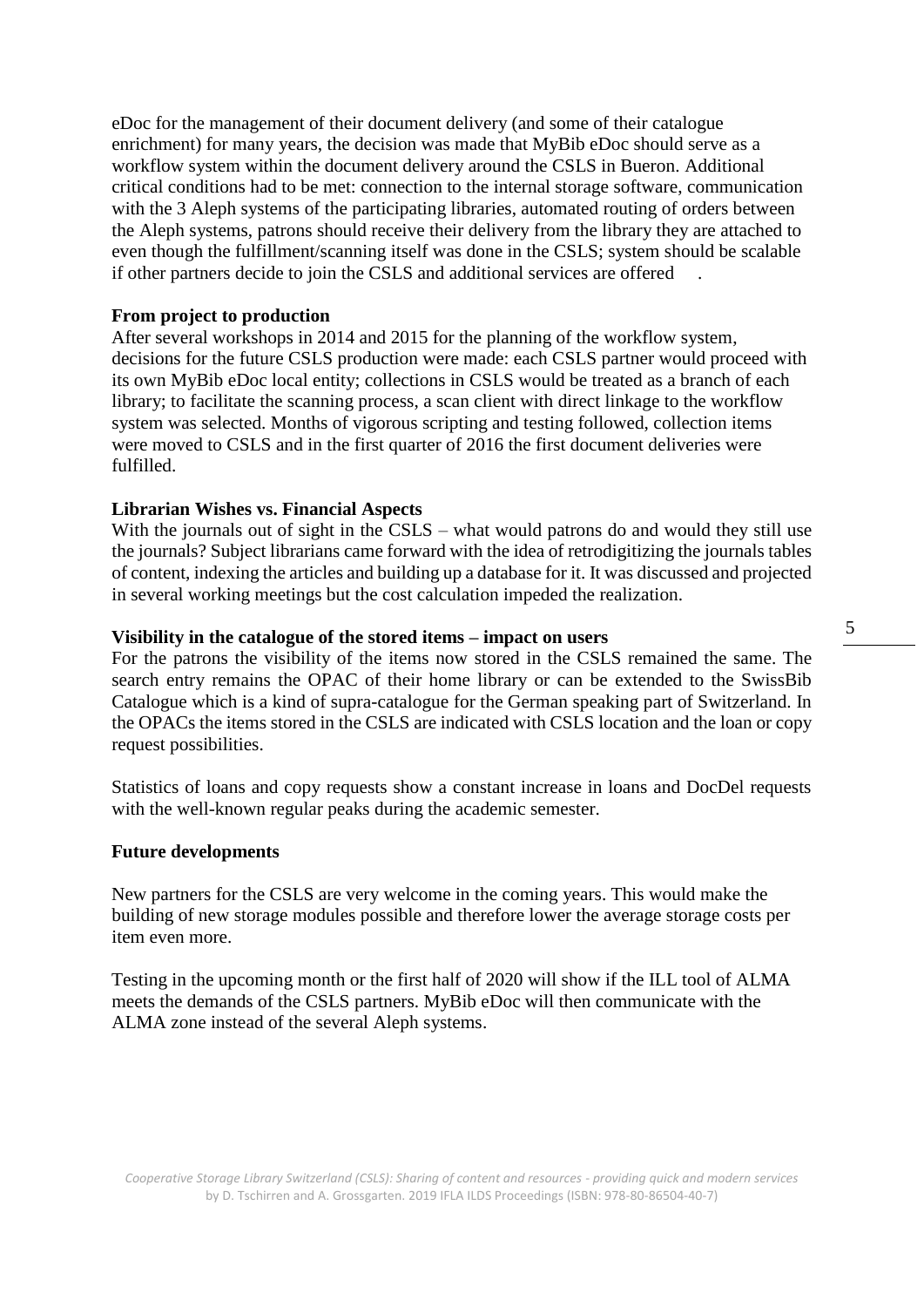eDoc for the management of their document delivery (and some of their catalogue enrichment) for many years, the decision was made that MyBib eDoc should serve as a workflow system within the document delivery around the CSLS in Bueron. Additional critical conditions had to be met: connection to the internal storage software, communication with the 3 Aleph systems of the participating libraries, automated routing of orders between the Aleph systems, patrons should receive their delivery from the library they are attached to even though the fulfillment/scanning itself was done in the CSLS; system should be scalable if other partners decide to join the CSLS and additional services are offered .

**From project to production**

After several workshops in 2014 and 2015 for the planning of the workflow system, decisions for the future CSLS production were made: each CSLS partner would proceed with its own MyBib eDoc local entity; collections in CSLS would be treated as a branch of each library; to facilitate the scanning process, a scan client with direct linkage to the workflow system was selected. Months of vigorous scripting and testing followed, collection items were moved to CSLS and in the first quarter of 2016 the first document deliveries were fulfilled.

**Librarian Wishes vs. Financial Aspects**

With the journals out of sight in the CSLS – what would patrons do and would they still use the journals? Subject librarians came forward with the idea of retrodigitizing the journals tables of content, indexing the articles and building up a database for it. It was discussed and projected in several working meetings but the cost calculation impeded the realization.

**Visibility in the catalogue of the stored items – impact on users**

For the patrons the visibility of the items now stored in the CSLS remained the same. The search entry remains the OPAC of their home library or can be extended to the SwissBib Catalogue which is a kind of supra-catalogue for the German speaking part of Switzerland. In the OPACs the items stored in the CSLS are indicated with CSLS location and the loan or copy request possibilities.

Statistics of loans and copy requests show a constant increase in loans and DocDel requests with the well-known regular peaks during the academic semester.

**Future developments**

New partners for the CSLS are very welcome in the coming years. This would make the building of new storage modules possible and therefore lower the average storage costs per item even more.

Testing in the upcoming month or the first half of 2020 will show if the ILL tool of ALMA meets the demands of the CSLS partners. MyBib eDoc will then communicate with the ALMA zone instead of the several Aleph systems.